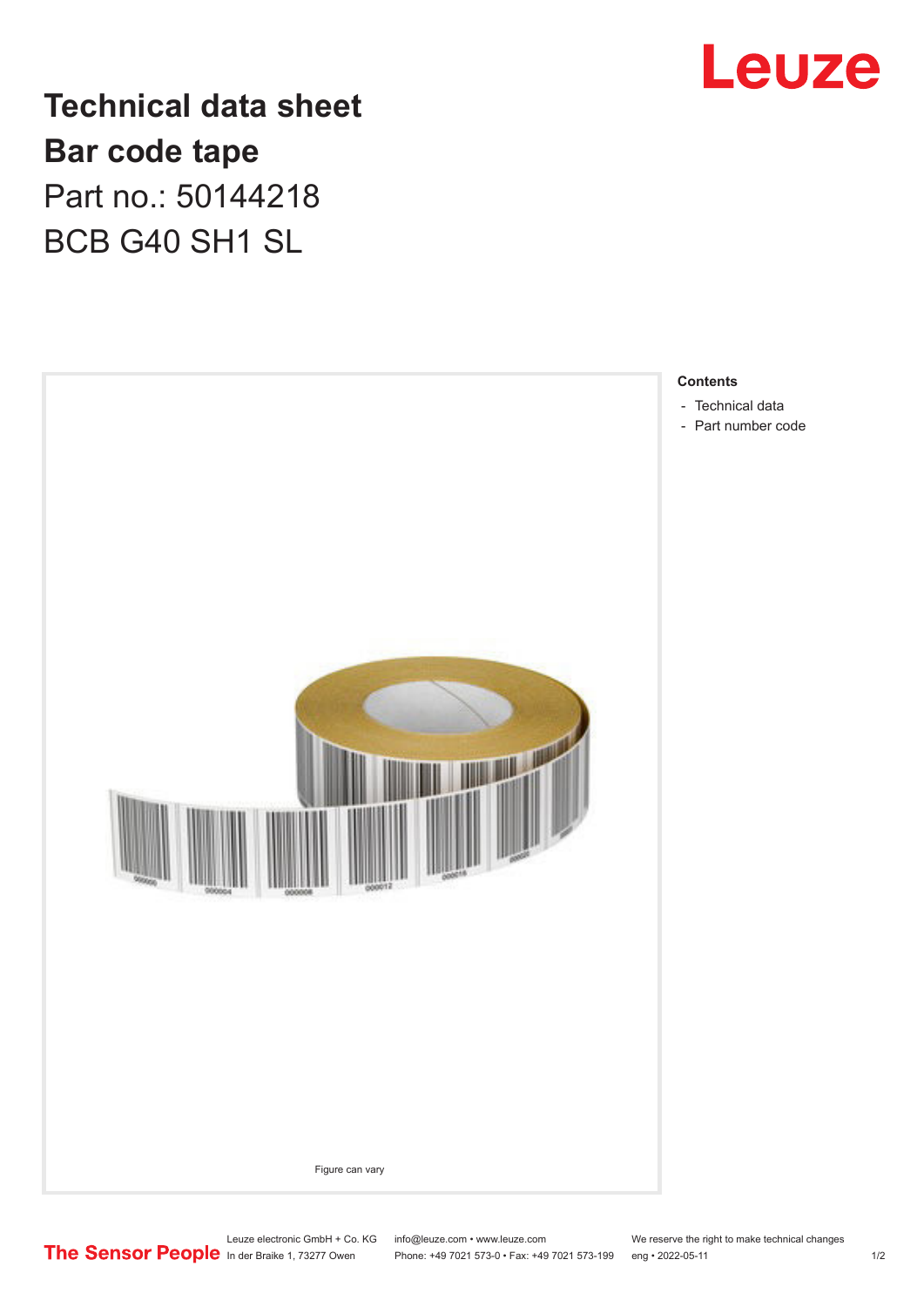# Technical data sheet

## Bar code tape

Part no.: 50144218

BCB G40 SH1 SL

Figure can vary

**Contents**

- Technical data
- Part number code

Leuze electronic GmbH + Co. KG
In der Braike 1, 73277 Owen

info@leuze.com • www.leuze.com
Phone: +49 7021 573-0 • Fax: +49 7021 573-199

We reserve the right to make technical changes
eng • 2022-05-11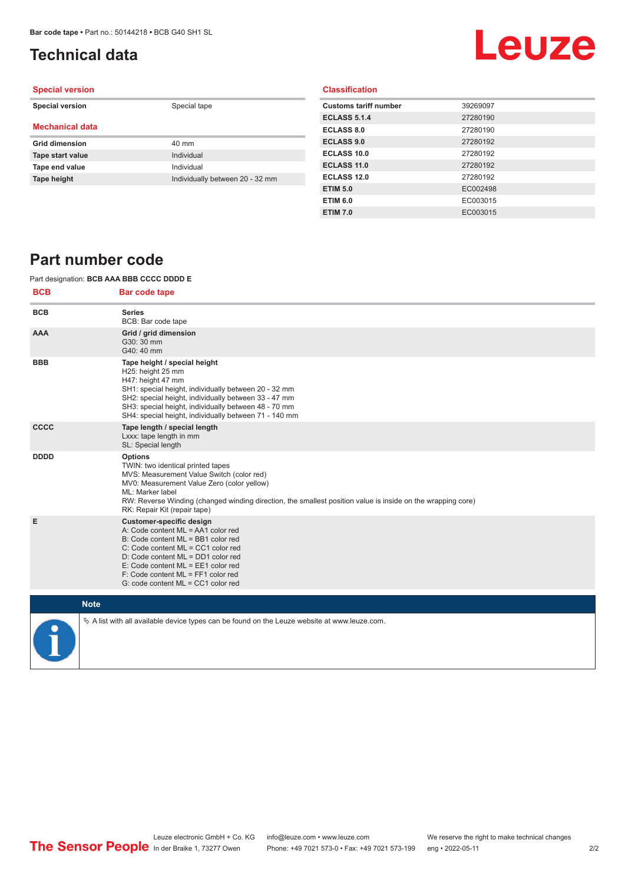# Technical data

## Special version

| | |
|---|---|
| Special version | Special tape |

## Mechanical data

| | |
|---|---|
| Grid dimension | 40 mm |
| Tape start value | Individual |
| Tape end value | Individual |
| Tape height | Individually between 20 - 32 mm |

## Classification

| | |
|---|---|
| Customs tariff number | 39269097 |
| ECLASS 5.1.4 | 27280190 |
| ECLASS 8.0 | 27280190 |
| ECLASS 9.0 | 27280192 |
| ECLASS 10.0 | 27280192 |
| ECLASS 11.0 | 27280192 |
| ECLASS 12.0 | 27280192 |
| ETIM 5.0 | EC002498 |
| ETIM 6.0 | EC003015 |
| ETIM 7.0 | EC003015 |

# Part number code

Part designation: **BCB AAA BBB CCCC DDDD E**

| BCB | Bar code tape |
|---|---|
| BCB | **Series**<br>BCB: Bar code tape |
| AAA | **Grid / grid dimension**<br>G30: 30 mm<br>G40: 40 mm |
| BBB | **Tape height / special height**<br>H25: height 25 mm<br>H47: height 47 mm<br>SH1: special height, individually between 20 - 32 mm<br>SH2: special height, individually between 33 - 47 mm<br>SH3: special height, individually between 48 - 70 mm<br>SH4: special height, individually between 71 - 140 mm |
| CCCC | **Tape length / special length**<br>Lxxx: tape length in mm<br>SL: Special length |
| DDDD | **Options**<br>TWIN: two identical printed tapes<br>MVS: Measurement Value Switch (color red)<br>MV0: Measurement Value Zero (color yellow)<br>ML: Marker label<br>RW: Reverse Winding (changed winding direction, the smallest position value is inside on the wrapping core)<br>RK: Repair Kit (repair tape) |
| E | **Customer-specific design**<br>A: Code content ML = AA1 color red<br>B: Code content ML = BB1 color red<br>C: Code content ML = CC1 color red<br>D: Code content ML = DD1 color red<br>E: Code content ML = EE1 color red<br>F: Code content ML = FF1 color red<br>G: code content ML = CC1 color red |

**Note**

A list with all available device types can be found on the Leuze website at www.leuze.com.